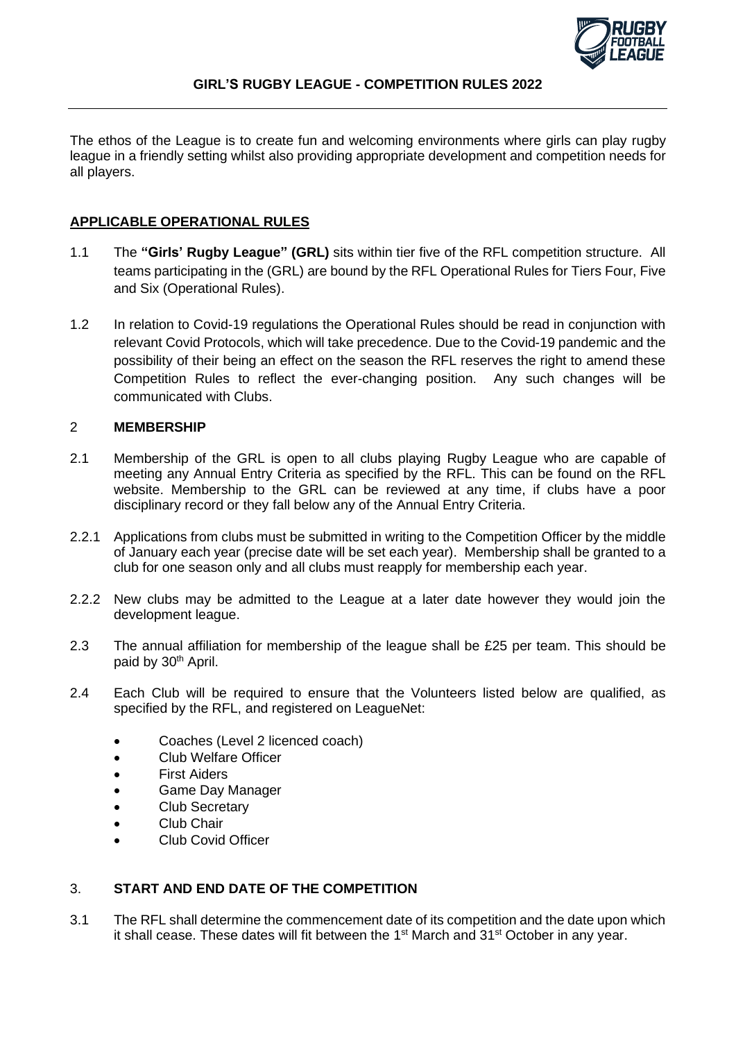# GIRL'S RUGBY LEAGUE - COMPETITION RULES 2022

The ethos of the League is to create fun and welcoming environments where girls can play rugby league in a friendly setting whilst also providing appropriate development and competition needs for all players.

## APPLICABLE OPERATIONAL RULES

1.1 The **"Girls' Rugby League" (GRL)** sits within tier five of the RFL competition structure. All teams participating in the (GRL) are bound by the RFL Operational Rules for Tiers Four, Five and Six (Operational Rules).

1.2 In relation to Covid-19 regulations the Operational Rules should be read in conjunction with relevant Covid Protocols, which will take precedence. Due to the Covid-19 pandemic and the possibility of their being an effect on the season the RFL reserves the right to amend these Competition Rules to reflect the ever-changing position. Any such changes will be communicated with Clubs.

## 2 MEMBERSHIP

2.1 Membership of the GRL is open to all clubs playing Rugby League who are capable of meeting any Annual Entry Criteria as specified by the RFL. This can be found on the RFL website. Membership to the GRL can be reviewed at any time, if clubs have a poor disciplinary record or they fall below any of the Annual Entry Criteria.

2.2.1 Applications from clubs must be submitted in writing to the Competition Officer by the middle of January each year (precise date will be set each year). Membership shall be granted to a club for one season only and all clubs must reapply for membership each year.

2.2.2 New clubs may be admitted to the League at a later date however they would join the development league.

2.3 The annual affiliation for membership of the league shall be £25 per team. This should be paid by 30th April.

2.4 Each Club will be required to ensure that the Volunteers listed below are qualified, as specified by the RFL, and registered on LeagueNet:

- Coaches (Level 2 licenced coach)
- Club Welfare Officer
- First Aiders
- Game Day Manager
- Club Secretary
- Club Chair
- Club Covid Officer

## 3. START AND END DATE OF THE COMPETITION

3.1 The RFL shall determine the commencement date of its competition and the date upon which it shall cease. These dates will fit between the 1st March and 31st October in any year.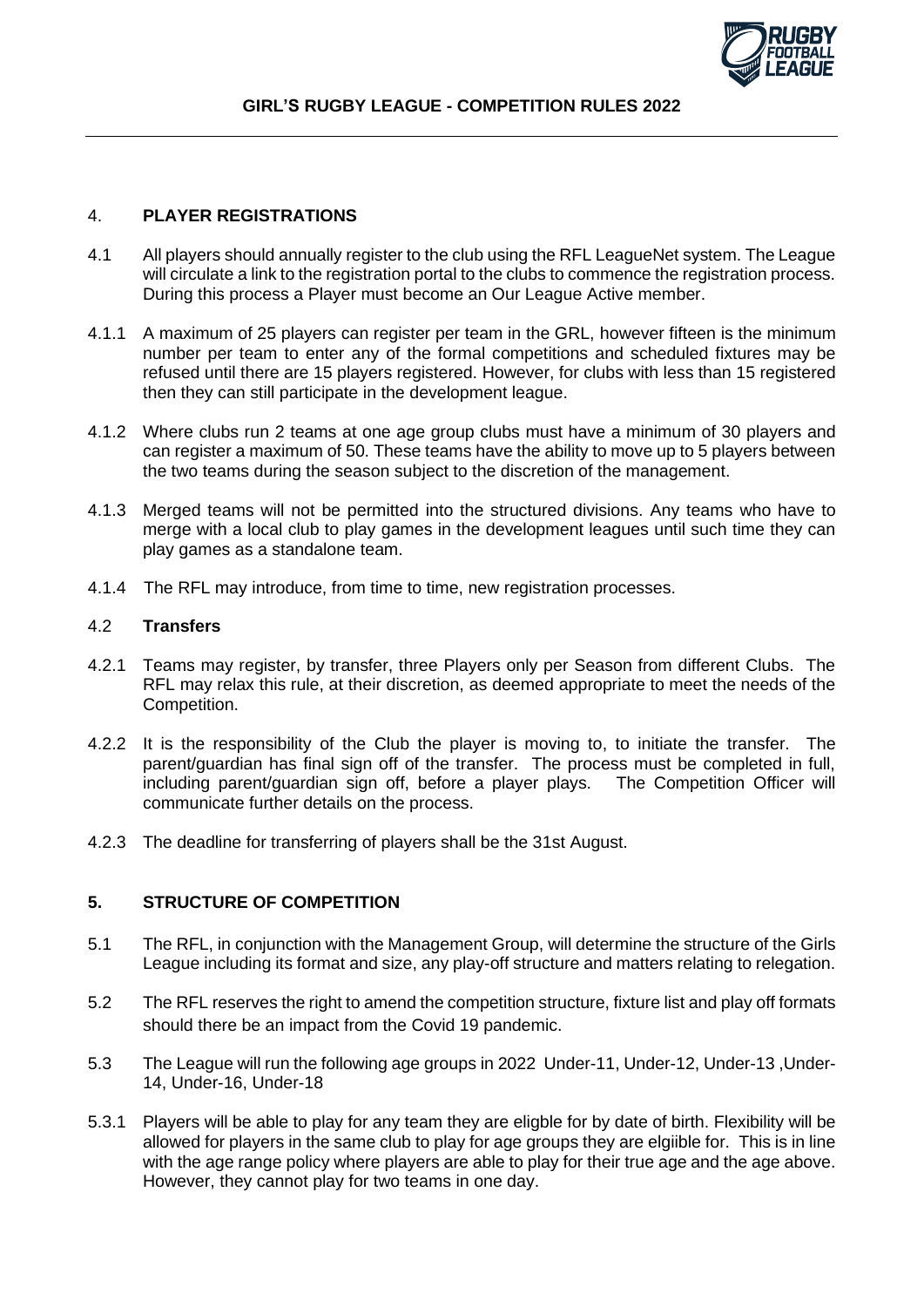## 4. PLAYER REGISTRATIONS

4.1 All players should annually register to the club using the RFL LeagueNet system. The League will circulate a link to the registration portal to the clubs to commence the registration process. During this process a Player must become an Our League Active member.

4.1.1 A maximum of 25 players can register per team in the GRL, however fifteen is the minimum number per team to enter any of the formal competitions and scheduled fixtures may be refused until there are 15 players registered. However, for clubs with less than 15 registered then they can still participate in the development league.

4.1.2 Where clubs run 2 teams at one age group clubs must have a minimum of 30 players and can register a maximum of 50. These teams have the ability to move up to 5 players between the two teams during the season subject to the discretion of the management.

4.1.3 Merged teams will not be permitted into the structured divisions. Any teams who have to merge with a local club to play games in the development leagues until such time they can play games as a standalone team.

4.1.4 The RFL may introduce, from time to time, new registration processes.

### 4.2 Transfers

4.2.1 Teams may register, by transfer, three Players only per Season from different Clubs. The RFL may relax this rule, at their discretion, as deemed appropriate to meet the needs of the Competition.

4.2.2 It is the responsibility of the Club the player is moving to, to initiate the transfer. The parent/guardian has final sign off of the transfer. The process must be completed in full, including parent/guardian sign off, before a player plays. The Competition Officer will communicate further details on the process.

4.2.3 The deadline for transferring of players shall be the 31st August.

## 5. STRUCTURE OF COMPETITION

5.1 The RFL, in conjunction with the Management Group, will determine the structure of the Girls League including its format and size, any play-off structure and matters relating to relegation.

5.2 The RFL reserves the right to amend the competition structure, fixture list and play off formats should there be an impact from the Covid 19 pandemic.

5.3 The League will run the following age groups in 2022 Under-11, Under-12, Under-13 ,Under-14, Under-16, Under-18

5.3.1 Players will be able to play for any team they are eligble for by date of birth. Flexibility will be allowed for players in the same club to play for age groups they are elgiible for. This is in line with the age range policy where players are able to play for their true age and the age above. However, they cannot play for two teams in one day.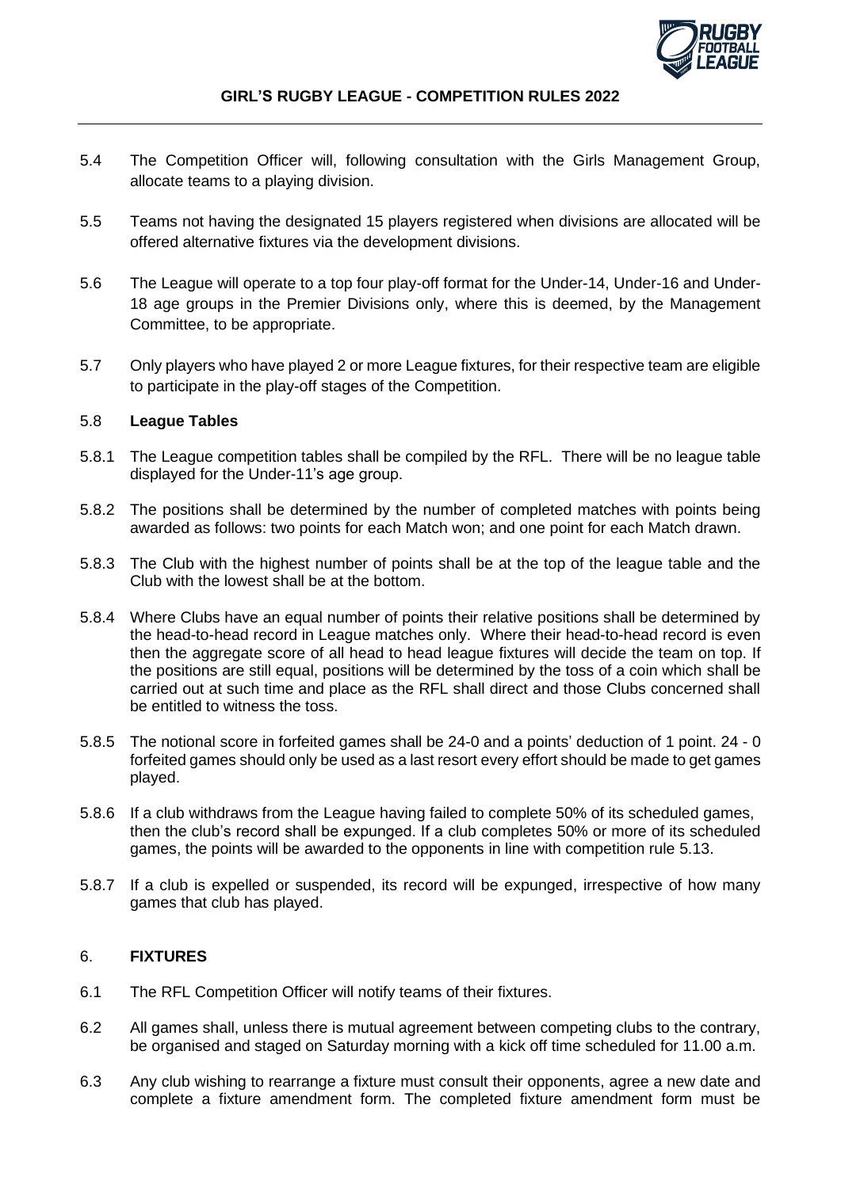5.4 The Competition Officer will, following consultation with the Girls Management Group, allocate teams to a playing division.

5.5 Teams not having the designated 15 players registered when divisions are allocated will be offered alternative fixtures via the development divisions.

5.6 The League will operate to a top four play-off format for the Under-14, Under-16 and Under-18 age groups in the Premier Divisions only, where this is deemed, by the Management Committee, to be appropriate.

5.7 Only players who have played 2 or more League fixtures, for their respective team are eligible to participate in the play-off stages of the Competition.

5.8 **League Tables**

5.8.1 The League competition tables shall be compiled by the RFL. There will be no league table displayed for the Under-11's age group.

5.8.2 The positions shall be determined by the number of completed matches with points being awarded as follows: two points for each Match won; and one point for each Match drawn.

5.8.3 The Club with the highest number of points shall be at the top of the league table and the Club with the lowest shall be at the bottom.

5.8.4 Where Clubs have an equal number of points their relative positions shall be determined by the head-to-head record in League matches only. Where their head-to-head record is even then the aggregate score of all head to head league fixtures will decide the team on top. If the positions are still equal, positions will be determined by the toss of a coin which shall be carried out at such time and place as the RFL shall direct and those Clubs concerned shall be entitled to witness the toss.

5.8.5 The notional score in forfeited games shall be 24-0 and a points' deduction of 1 point. 24 - 0 forfeited games should only be used as a last resort every effort should be made to get games played.

5.8.6 If a club withdraws from the League having failed to complete 50% of its scheduled games, then the club's record shall be expunged. If a club completes 50% or more of its scheduled games, the points will be awarded to the opponents in line with competition rule 5.13.

5.8.7 If a club is expelled or suspended, its record will be expunged, irrespective of how many games that club has played.

## 6. FIXTURES

6.1 The RFL Competition Officer will notify teams of their fixtures.

6.2 All games shall, unless there is mutual agreement between competing clubs to the contrary, be organised and staged on Saturday morning with a kick off time scheduled for 11.00 a.m.

6.3 Any club wishing to rearrange a fixture must consult their opponents, agree a new date and complete a fixture amendment form. The completed fixture amendment form must be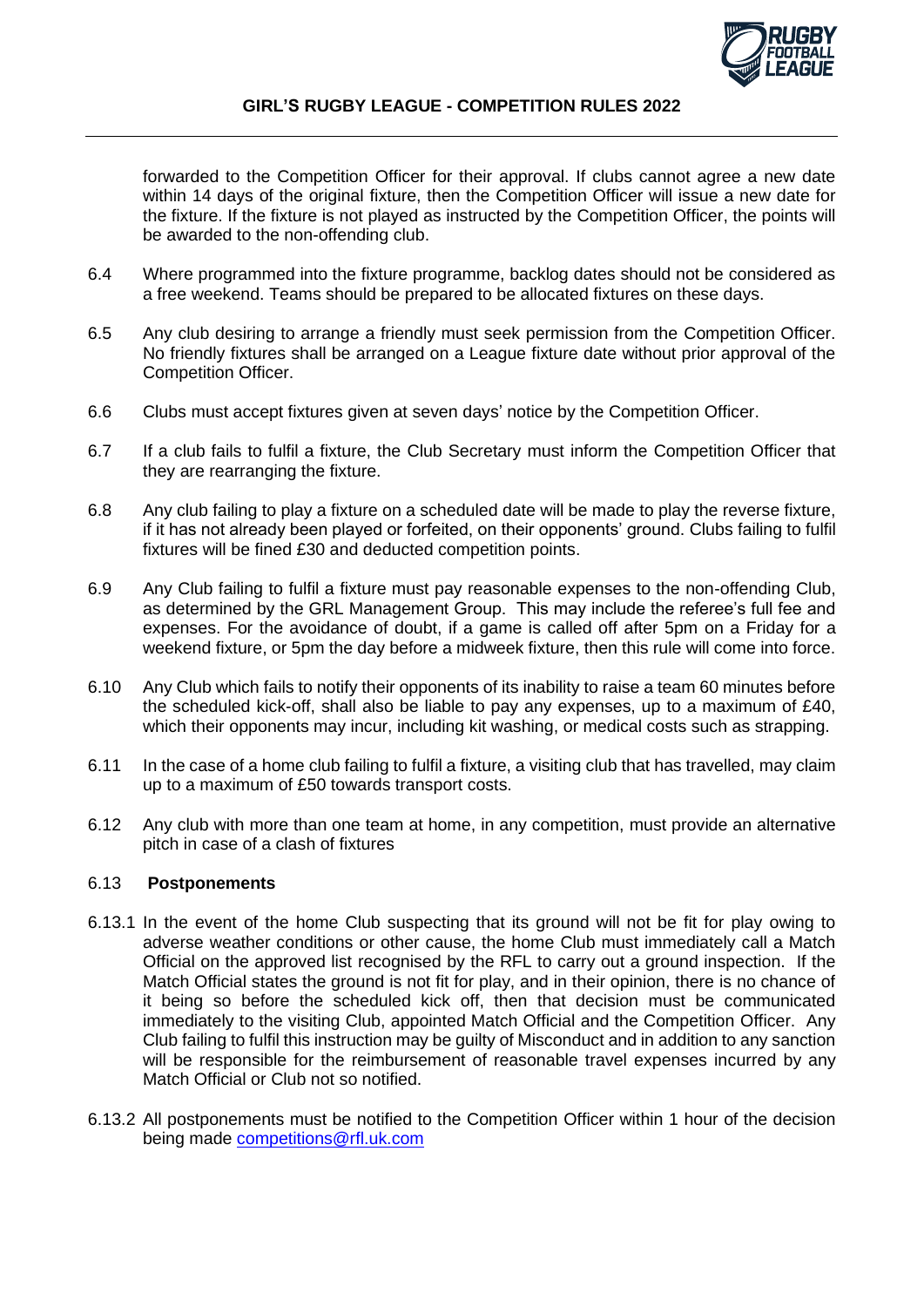forwarded to the Competition Officer for their approval. If clubs cannot agree a new date within 14 days of the original fixture, then the Competition Officer will issue a new date for the fixture. If the fixture is not played as instructed by the Competition Officer, the points will be awarded to the non-offending club.

6.4 Where programmed into the fixture programme, backlog dates should not be considered as a free weekend. Teams should be prepared to be allocated fixtures on these days.

6.5 Any club desiring to arrange a friendly must seek permission from the Competition Officer. No friendly fixtures shall be arranged on a League fixture date without prior approval of the Competition Officer.

6.6 Clubs must accept fixtures given at seven days' notice by the Competition Officer.

6.7 If a club fails to fulfil a fixture, the Club Secretary must inform the Competition Officer that they are rearranging the fixture.

6.8 Any club failing to play a fixture on a scheduled date will be made to play the reverse fixture, if it has not already been played or forfeited, on their opponents' ground. Clubs failing to fulfil fixtures will be fined £30 and deducted competition points.

6.9 Any Club failing to fulfil a fixture must pay reasonable expenses to the non-offending Club, as determined by the GRL Management Group. This may include the referee's full fee and expenses. For the avoidance of doubt, if a game is called off after 5pm on a Friday for a weekend fixture, or 5pm the day before a midweek fixture, then this rule will come into force.

6.10 Any Club which fails to notify their opponents of its inability to raise a team 60 minutes before the scheduled kick-off, shall also be liable to pay any expenses, up to a maximum of £40, which their opponents may incur, including kit washing, or medical costs such as strapping.

6.11 In the case of a home club failing to fulfil a fixture, a visiting club that has travelled, may claim up to a maximum of £50 towards transport costs.

6.12 Any club with more than one team at home, in any competition, must provide an alternative pitch in case of a clash of fixtures

### 6.13 Postponements

6.13.1 In the event of the home Club suspecting that its ground will not be fit for play owing to adverse weather conditions or other cause, the home Club must immediately call a Match Official on the approved list recognised by the RFL to carry out a ground inspection. If the Match Official states the ground is not fit for play, and in their opinion, there is no chance of it being so before the scheduled kick off, then that decision must be communicated immediately to the visiting Club, appointed Match Official and the Competition Officer. Any Club failing to fulfil this instruction may be guilty of Misconduct and in addition to any sanction will be responsible for the reimbursement of reasonable travel expenses incurred by any Match Official or Club not so notified.

6.13.2 All postponements must be notified to the Competition Officer within 1 hour of the decision being made competitions@rfl.uk.com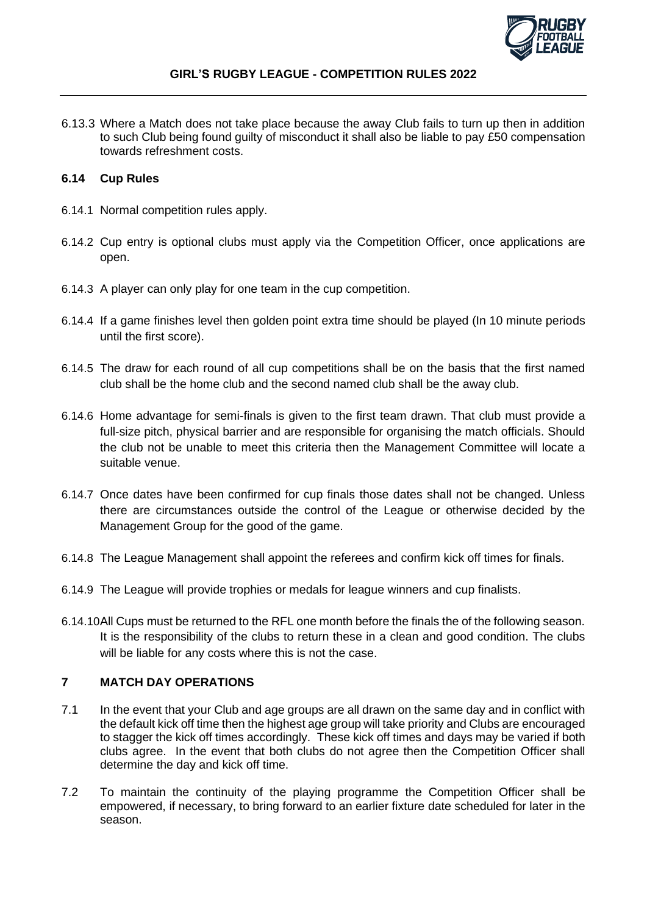6.13.3 Where a Match does not take place because the away Club fails to turn up then in addition to such Club being found guilty of misconduct it shall also be liable to pay £50 compensation towards refreshment costs.

### 6.14 Cup Rules

6.14.1 Normal competition rules apply.

6.14.2 Cup entry is optional clubs must apply via the Competition Officer, once applications are open.

6.14.3 A player can only play for one team in the cup competition.

6.14.4 If a game finishes level then golden point extra time should be played (In 10 minute periods until the first score).

6.14.5 The draw for each round of all cup competitions shall be on the basis that the first named club shall be the home club and the second named club shall be the away club.

6.14.6 Home advantage for semi-finals is given to the first team drawn. That club must provide a full-size pitch, physical barrier and are responsible for organising the match officials. Should the club not be unable to meet this criteria then the Management Committee will locate a suitable venue.

6.14.7 Once dates have been confirmed for cup finals those dates shall not be changed. Unless there are circumstances outside the control of the League or otherwise decided by the Management Group for the good of the game.

6.14.8 The League Management shall appoint the referees and confirm kick off times for finals.

6.14.9 The League will provide trophies or medals for league winners and cup finalists.

6.14.10 All Cups must be returned to the RFL one month before the finals the of the following season. It is the responsibility of the clubs to return these in a clean and good condition. The clubs will be liable for any costs where this is not the case.

## 7 MATCH DAY OPERATIONS

7.1 In the event that your Club and age groups are all drawn on the same day and in conflict with the default kick off time then the highest age group will take priority and Clubs are encouraged to stagger the kick off times accordingly. These kick off times and days may be varied if both clubs agree. In the event that both clubs do not agree then the Competition Officer shall determine the day and kick off time.

7.2 To maintain the continuity of the playing programme the Competition Officer shall be empowered, if necessary, to bring forward to an earlier fixture date scheduled for later in the season.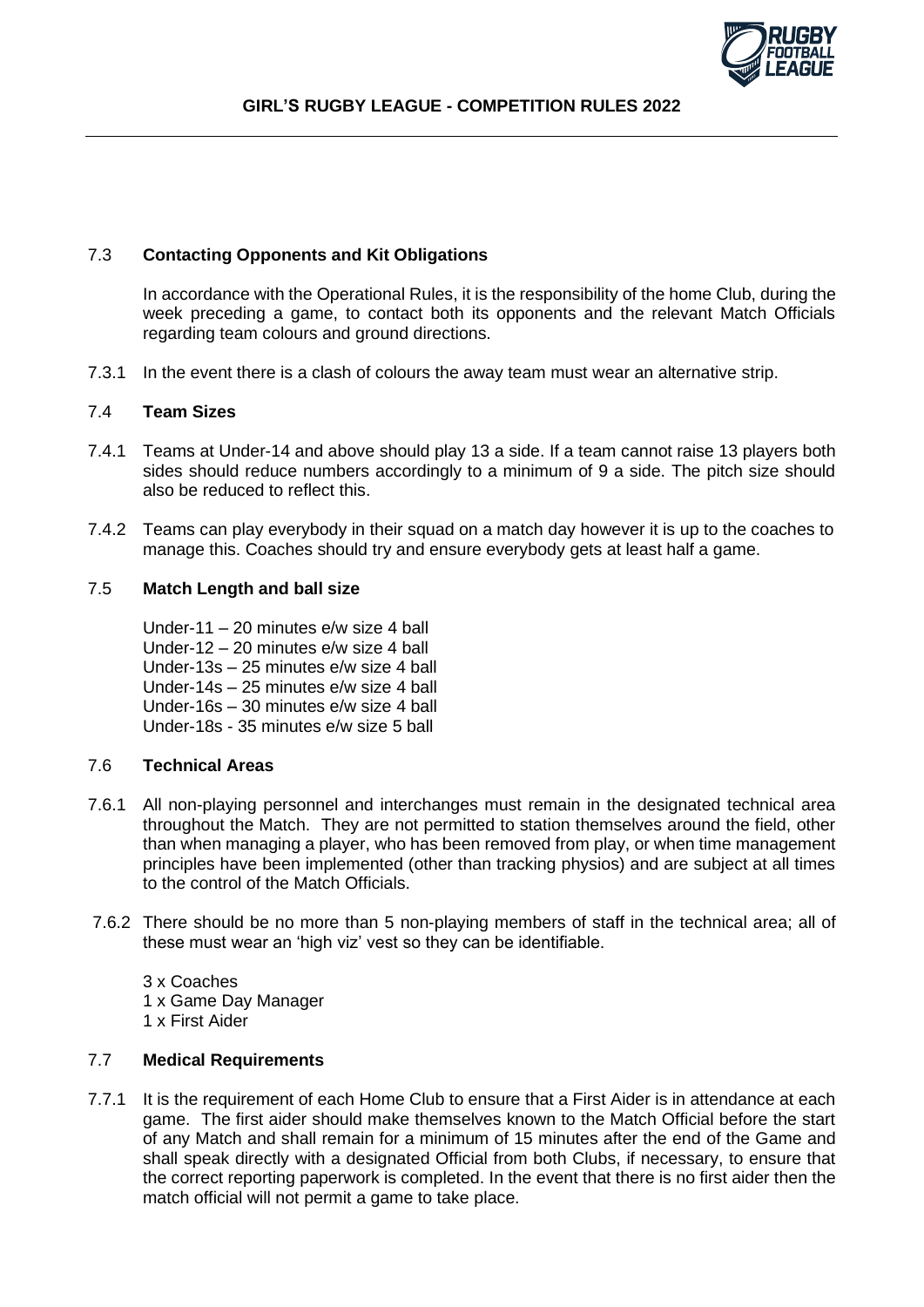### 7.3 **Contacting Opponents and Kit Obligations**

In accordance with the Operational Rules, it is the responsibility of the home Club, during the week preceding a game, to contact both its opponents and the relevant Match Officials regarding team colours and ground directions.

7.3.1 In the event there is a clash of colours the away team must wear an alternative strip.

### 7.4 **Team Sizes**

7.4.1 Teams at Under-14 and above should play 13 a side. If a team cannot raise 13 players both sides should reduce numbers accordingly to a minimum of 9 a side. The pitch size should also be reduced to reflect this.

7.4.2 Teams can play everybody in their squad on a match day however it is up to the coaches to manage this. Coaches should try and ensure everybody gets at least half a game.

### 7.5 **Match Length and ball size**

Under-11 – 20 minutes e/w size 4 ball
Under-12 – 20 minutes e/w size 4 ball
Under-13s – 25 minutes e/w size 4 ball
Under-14s – 25 minutes e/w size 4 ball
Under-16s – 30 minutes e/w size 4 ball
Under-18s - 35 minutes e/w size 5 ball

### 7.6 **Technical Areas**

7.6.1 All non-playing personnel and interchanges must remain in the designated technical area throughout the Match. They are not permitted to station themselves around the field, other than when managing a player, who has been removed from play, or when time management principles have been implemented (other than tracking physios) and are subject at all times to the control of the Match Officials.

7.6.2 There should be no more than 5 non-playing members of staff in the technical area; all of these must wear an 'high viz' vest so they can be identifiable.

3 x Coaches
1 x Game Day Manager
1 x First Aider

### 7.7 **Medical Requirements**

7.7.1 It is the requirement of each Home Club to ensure that a First Aider is in attendance at each game. The first aider should make themselves known to the Match Official before the start of any Match and shall remain for a minimum of 15 minutes after the end of the Game and shall speak directly with a designated Official from both Clubs, if necessary, to ensure that the correct reporting paperwork is completed. In the event that there is no first aider then the match official will not permit a game to take place.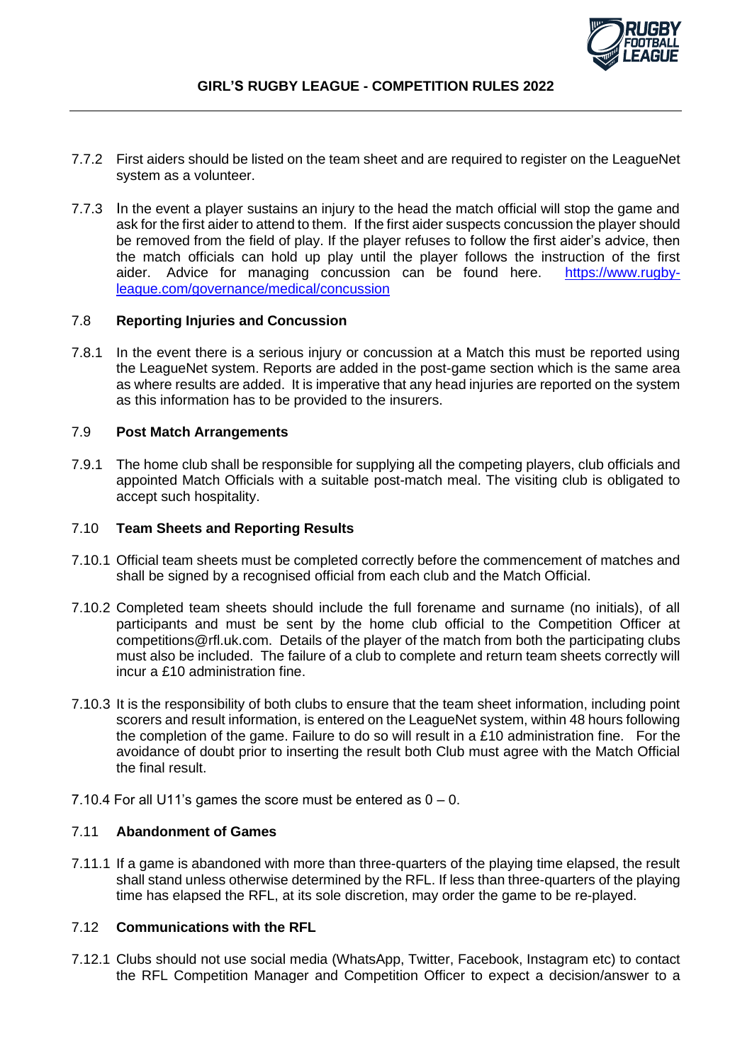7.7.2 First aiders should be listed on the team sheet and are required to register on the LeagueNet system as a volunteer.

7.7.3 In the event a player sustains an injury to the head the match official will stop the game and ask for the first aider to attend to them. If the first aider suspects concussion the player should be removed from the field of play. If the player refuses to follow the first aider's advice, then the match officials can hold up play until the player follows the instruction of the first aider. Advice for managing concussion can be found here. [https://www.rugby-league.com/governance/medical/concussion](https://www.rugby-league.com/governance/medical/concussion)

## 7.8 Reporting Injuries and Concussion

7.8.1 In the event there is a serious injury or concussion at a Match this must be reported using the LeagueNet system. Reports are added in the post-game section which is the same area as where results are added. It is imperative that any head injuries are reported on the system as this information has to be provided to the insurers.

## 7.9 Post Match Arrangements

7.9.1 The home club shall be responsible for supplying all the competing players, club officials and appointed Match Officials with a suitable post-match meal. The visiting club is obligated to accept such hospitality.

## 7.10 Team Sheets and Reporting Results

7.10.1 Official team sheets must be completed correctly before the commencement of matches and shall be signed by a recognised official from each club and the Match Official.

7.10.2 Completed team sheets should include the full forename and surname (no initials), of all participants and must be sent by the home club official to the Competition Officer at competitions@rfl.uk.com. Details of the player of the match from both the participating clubs must also be included. The failure of a club to complete and return team sheets correctly will incur a £10 administration fine.

7.10.3 It is the responsibility of both clubs to ensure that the team sheet information, including point scorers and result information, is entered on the LeagueNet system, within 48 hours following the completion of the game. Failure to do so will result in a £10 administration fine. For the avoidance of doubt prior to inserting the result both Club must agree with the Match Official the final result.

7.10.4 For all U11's games the score must be entered as 0 – 0.

## 7.11 Abandonment of Games

7.11.1 If a game is abandoned with more than three-quarters of the playing time elapsed, the result shall stand unless otherwise determined by the RFL. If less than three-quarters of the playing time has elapsed the RFL, at its sole discretion, may order the game to be re-played.

## 7.12 Communications with the RFL

7.12.1 Clubs should not use social media (WhatsApp, Twitter, Facebook, Instagram etc) to contact the RFL Competition Manager and Competition Officer to expect a decision/answer to a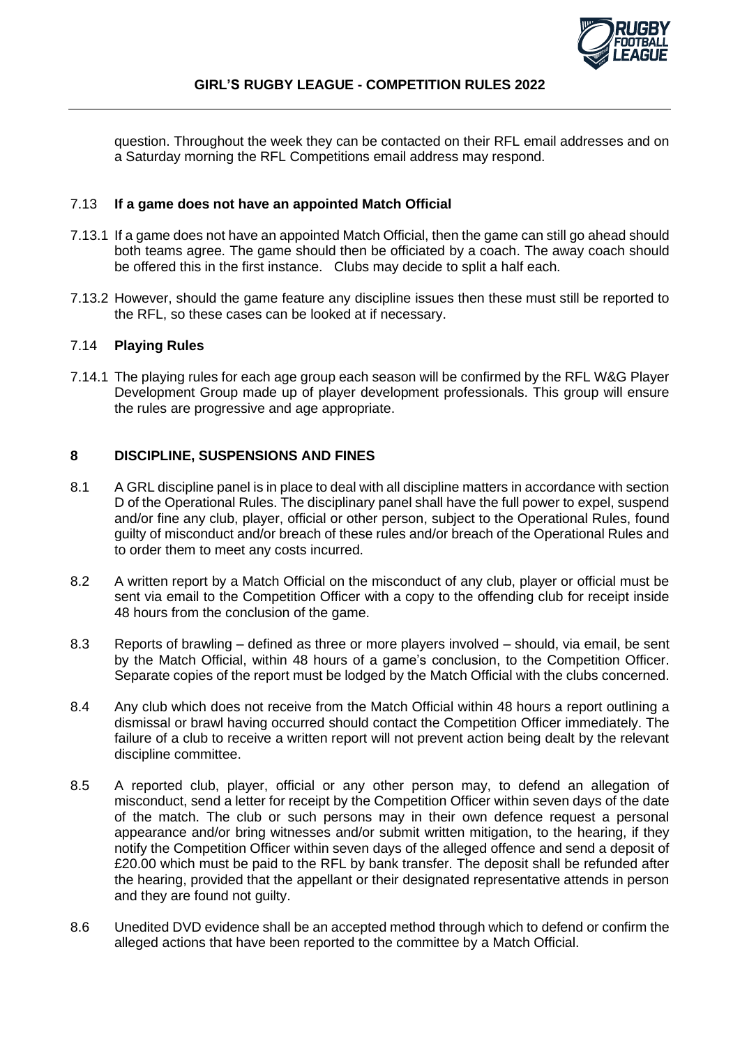question. Throughout the week they can be contacted on their RFL email addresses and on a Saturday morning the RFL Competitions email address may respond.

### 7.13 **If a game does not have an appointed Match Official**

7.13.1 If a game does not have an appointed Match Official, then the game can still go ahead should both teams agree. The game should then be officiated by a coach. The away coach should be offered this in the first instance. Clubs may decide to split a half each.

7.13.2 However, should the game feature any discipline issues then these must still be reported to the RFL, so these cases can be looked at if necessary.

### 7.14 **Playing Rules**

7.14.1 The playing rules for each age group each season will be confirmed by the RFL W&G Player Development Group made up of player development professionals. This group will ensure the rules are progressive and age appropriate.

## 8 DISCIPLINE, SUSPENSIONS AND FINES

8.1 A GRL discipline panel is in place to deal with all discipline matters in accordance with section D of the Operational Rules. The disciplinary panel shall have the full power to expel, suspend and/or fine any club, player, official or other person, subject to the Operational Rules, found guilty of misconduct and/or breach of these rules and/or breach of the Operational Rules and to order them to meet any costs incurred.

8.2 A written report by a Match Official on the misconduct of any club, player or official must be sent via email to the Competition Officer with a copy to the offending club for receipt inside 48 hours from the conclusion of the game.

8.3 Reports of brawling – defined as three or more players involved – should, via email, be sent by the Match Official, within 48 hours of a game's conclusion, to the Competition Officer. Separate copies of the report must be lodged by the Match Official with the clubs concerned.

8.4 Any club which does not receive from the Match Official within 48 hours a report outlining a dismissal or brawl having occurred should contact the Competition Officer immediately. The failure of a club to receive a written report will not prevent action being dealt by the relevant discipline committee.

8.5 A reported club, player, official or any other person may, to defend an allegation of misconduct, send a letter for receipt by the Competition Officer within seven days of the date of the match. The club or such persons may in their own defence request a personal appearance and/or bring witnesses and/or submit written mitigation, to the hearing, if they notify the Competition Officer within seven days of the alleged offence and send a deposit of £20.00 which must be paid to the RFL by bank transfer. The deposit shall be refunded after the hearing, provided that the appellant or their designated representative attends in person and they are found not guilty.

8.6 Unedited DVD evidence shall be an accepted method through which to defend or confirm the alleged actions that have been reported to the committee by a Match Official.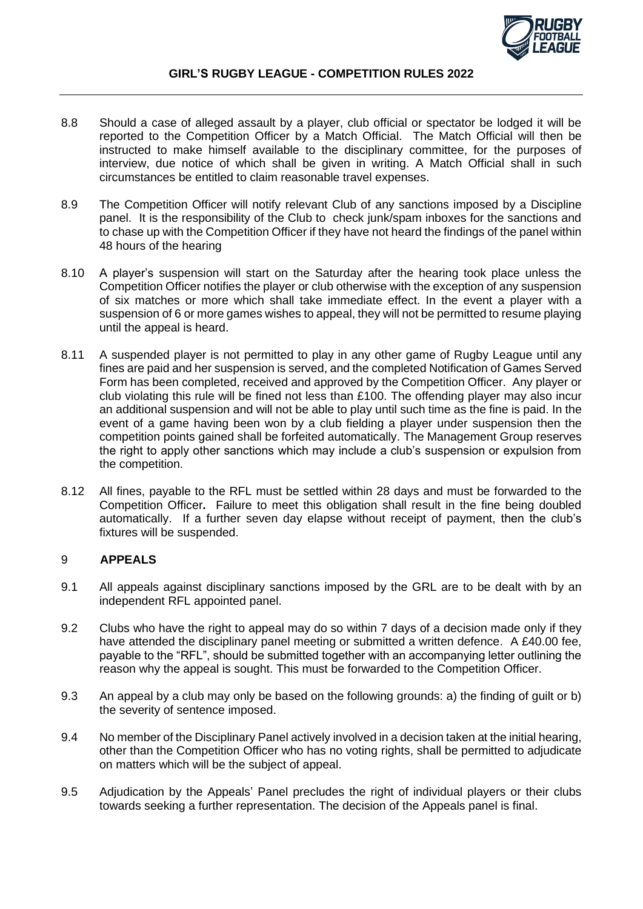8.8 Should a case of alleged assault by a player, club official or spectator be lodged it will be reported to the Competition Officer by a Match Official. The Match Official will then be instructed to make himself available to the disciplinary committee, for the purposes of interview, due notice of which shall be given in writing. A Match Official shall in such circumstances be entitled to claim reasonable travel expenses.

8.9 The Competition Officer will notify relevant Club of any sanctions imposed by a Discipline panel. It is the responsibility of the Club to check junk/spam inboxes for the sanctions and to chase up with the Competition Officer if they have not heard the findings of the panel within 48 hours of the hearing

8.10 A player's suspension will start on the Saturday after the hearing took place unless the Competition Officer notifies the player or club otherwise with the exception of any suspension of six matches or more which shall take immediate effect. In the event a player with a suspension of 6 or more games wishes to appeal, they will not be permitted to resume playing until the appeal is heard.

8.11 A suspended player is not permitted to play in any other game of Rugby League until any fines are paid and her suspension is served, and the completed Notification of Games Served Form has been completed, received and approved by the Competition Officer. Any player or club violating this rule will be fined not less than £100. The offending player may also incur an additional suspension and will not be able to play until such time as the fine is paid. In the event of a game having been won by a club fielding a player under suspension then the competition points gained shall be forfeited automatically. The Management Group reserves the right to apply other sanctions which may include a club's suspension or expulsion from the competition.

8.12 All fines, payable to the RFL must be settled within 28 days and must be forwarded to the Competition Officer**.** Failure to meet this obligation shall result in the fine being doubled automatically. If a further seven day elapse without receipt of payment, then the club's fixtures will be suspended.

## 9 APPEALS

9.1 All appeals against disciplinary sanctions imposed by the GRL are to be dealt with by an independent RFL appointed panel.

9.2 Clubs who have the right to appeal may do so within 7 days of a decision made only if they have attended the disciplinary panel meeting or submitted a written defence. A £40.00 fee, payable to the "RFL", should be submitted together with an accompanying letter outlining the reason why the appeal is sought. This must be forwarded to the Competition Officer.

9.3 An appeal by a club may only be based on the following grounds: a) the finding of guilt or b) the severity of sentence imposed.

9.4 No member of the Disciplinary Panel actively involved in a decision taken at the initial hearing, other than the Competition Officer who has no voting rights, shall be permitted to adjudicate on matters which will be the subject of appeal.

9.5 Adjudication by the Appeals' Panel precludes the right of individual players or their clubs towards seeking a further representation. The decision of the Appeals panel is final.